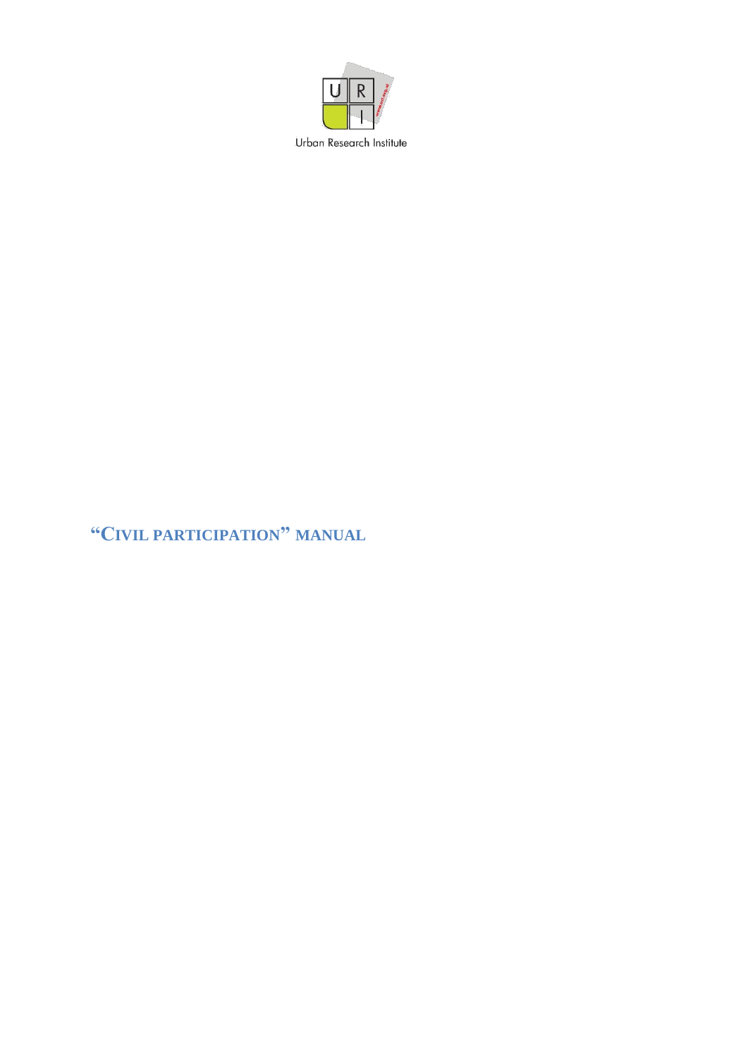Urban Research Institute

# “CIVIL PARTICIPATION” MANUAL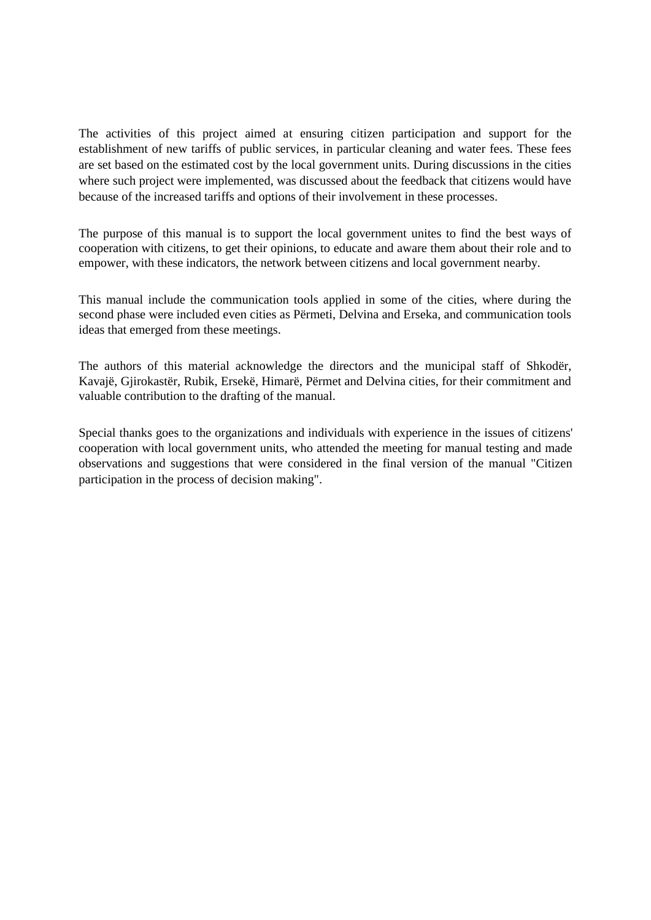The activities of this project aimed at ensuring citizen participation and support for the establishment of new tariffs of public services, in particular cleaning and water fees. These fees are set based on the estimated cost by the local government units. During discussions in the cities where such project were implemented, was discussed about the feedback that citizens would have because of the increased tariffs and options of their involvement in these processes.

The purpose of this manual is to support the local government unites to find the best ways of cooperation with citizens, to get their opinions, to educate and aware them about their role and to empower, with these indicators, the network between citizens and local government nearby.

This manual include the communication tools applied in some of the cities, where during the second phase were included even cities as Përmeti, Delvina and Erseka, and communication tools ideas that emerged from these meetings.

The authors of this material acknowledge the directors and the municipal staff of Shkodër, Kavajë, Gjirokastër, Rubik, Ersekë, Himarë, Përmet and Delvina cities, for their commitment and valuable contribution to the drafting of the manual.

Special thanks goes to the organizations and individuals with experience in the issues of citizens' cooperation with local government units, who attended the meeting for manual testing and made observations and suggestions that were considered in the final version of the manual "Citizen participation in the process of decision making".